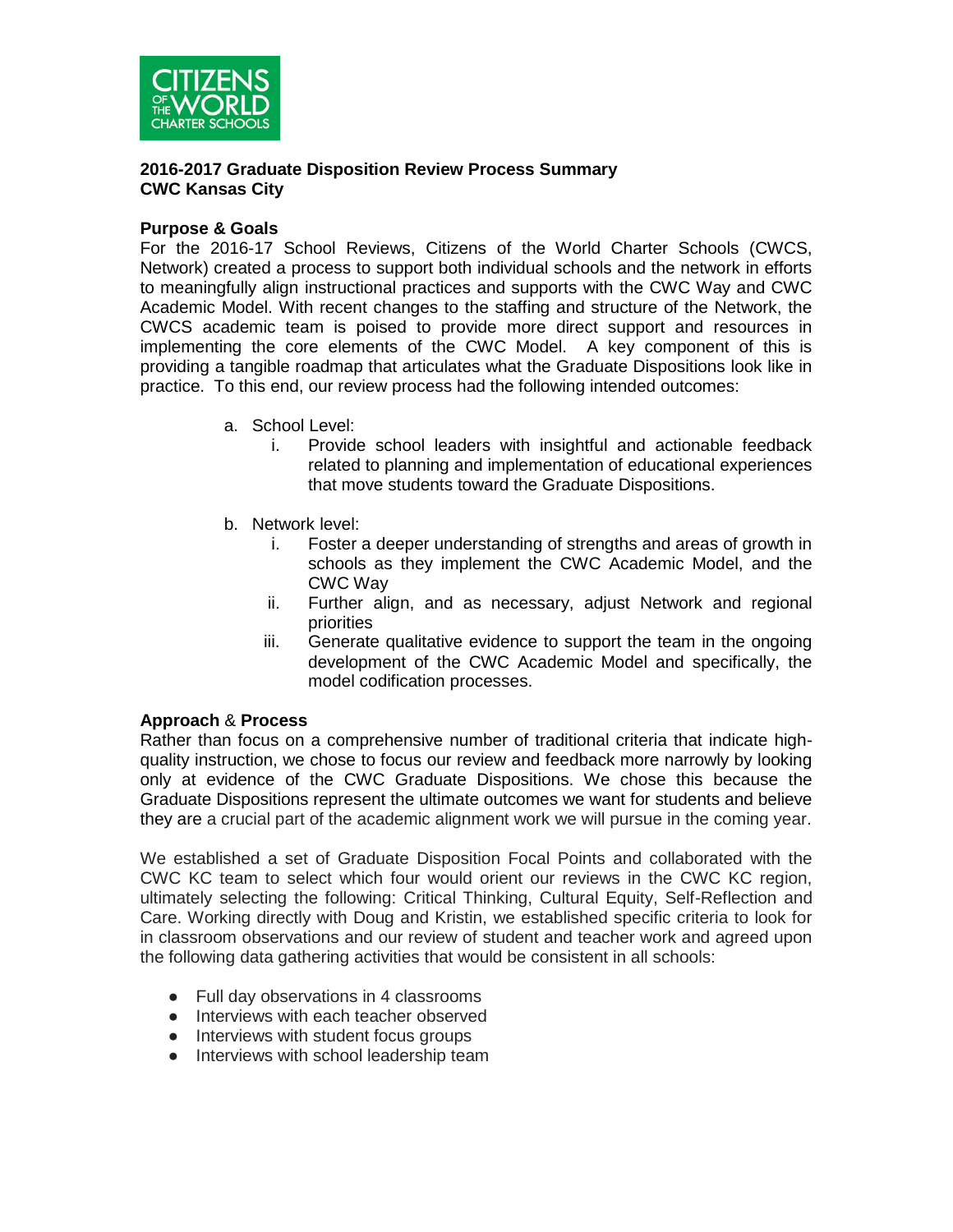CITIZENS OF THE WORLD CHARTER SCHOOLS

**2016-2017 Graduate Disposition Review Process Summary**
**CWC Kansas City**

**Purpose & Goals**

For the 2016-17 School Reviews, Citizens of the World Charter Schools (CWCS, Network) created a process to support both individual schools and the network in efforts to meaningfully align instructional practices and supports with the CWC Way and CWC Academic Model. With recent changes to the staffing and structure of the Network, the CWCS academic team is poised to provide more direct support and resources in implementing the core elements of the CWC Model. A key component of this is providing a tangible roadmap that articulates what the Graduate Dispositions look like in practice. To this end, our review process had the following intended outcomes:

a. School Level:
    i. Provide school leaders with insightful and actionable feedback related to planning and implementation of educational experiences that move students toward the Graduate Dispositions.

b. Network level:
    i. Foster a deeper understanding of strengths and areas of growth in schools as they implement the CWC Academic Model, and the CWC Way
    ii. Further align, and as necessary, adjust Network and regional priorities
    iii. Generate qualitative evidence to support the team in the ongoing development of the CWC Academic Model and specifically, the model codification processes.

**Approach** & **Process**

Rather than focus on a comprehensive number of traditional criteria that indicate high-quality instruction, we chose to focus our review and feedback more narrowly by looking only at evidence of the CWC Graduate Dispositions. We chose this because the Graduate Dispositions represent the ultimate outcomes we want for students and believe they are a crucial part of the academic alignment work we will pursue in the coming year.

We established a set of Graduate Disposition Focal Points and collaborated with the CWC KC team to select which four would orient our reviews in the CWC KC region, ultimately selecting the following: Critical Thinking, Cultural Equity, Self-Reflection and Care. Working directly with Doug and Kristin, we established specific criteria to look for in classroom observations and our review of student and teacher work and agreed upon the following data gathering activities that would be consistent in all schools:

- Full day observations in 4 classrooms
- Interviews with each teacher observed
- Interviews with student focus groups
- Interviews with school leadership team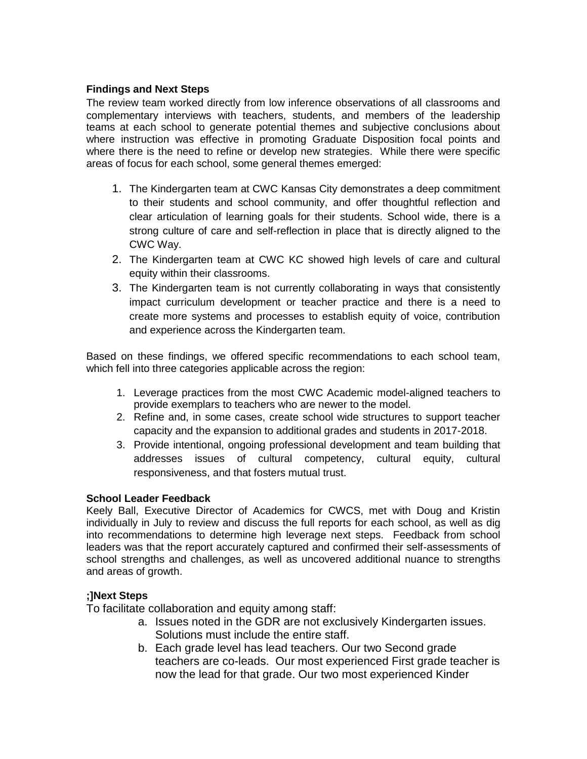**Findings and Next Steps**

The review team worked directly from low inference observations of all classrooms and complementary interviews with teachers, students, and members of the leadership teams at each school to generate potential themes and subjective conclusions about where instruction was effective in promoting Graduate Disposition focal points and where there is the need to refine or develop new strategies. While there were specific areas of focus for each school, some general themes emerged:

1. The Kindergarten team at CWC Kansas City demonstrates a deep commitment to their students and school community, and offer thoughtful reflection and clear articulation of learning goals for their students. School wide, there is a strong culture of care and self-reflection in place that is directly aligned to the CWC Way.
2. The Kindergarten team at CWC KC showed high levels of care and cultural equity within their classrooms.
3. The Kindergarten team is not currently collaborating in ways that consistently impact curriculum development or teacher practice and there is a need to create more systems and processes to establish equity of voice, contribution and experience across the Kindergarten team.

Based on these findings, we offered specific recommendations to each school team, which fell into three categories applicable across the region:

1. Leverage practices from the most CWC Academic model-aligned teachers to provide exemplars to teachers who are newer to the model.
2. Refine and, in some cases, create school wide structures to support teacher capacity and the expansion to additional grades and students in 2017-2018.
3. Provide intentional, ongoing professional development and team building that addresses issues of cultural competency, cultural equity, cultural responsiveness, and that fosters mutual trust.

**School Leader Feedback**

Keely Ball, Executive Director of Academics for CWCS, met with Doug and Kristin individually in July to review and discuss the full reports for each school, as well as dig into recommendations to determine high leverage next steps. Feedback from school leaders was that the report accurately captured and confirmed their self-assessments of school strengths and challenges, as well as uncovered additional nuance to strengths and areas of growth.

**;]Next Steps**

To facilitate collaboration and equity among staff:

a. Issues noted in the GDR are not exclusively Kindergarten issues. Solutions must include the entire staff.
b. Each grade level has lead teachers. Our two Second grade teachers are co-leads. Our most experienced First grade teacher is now the lead for that grade. Our two most experienced Kinder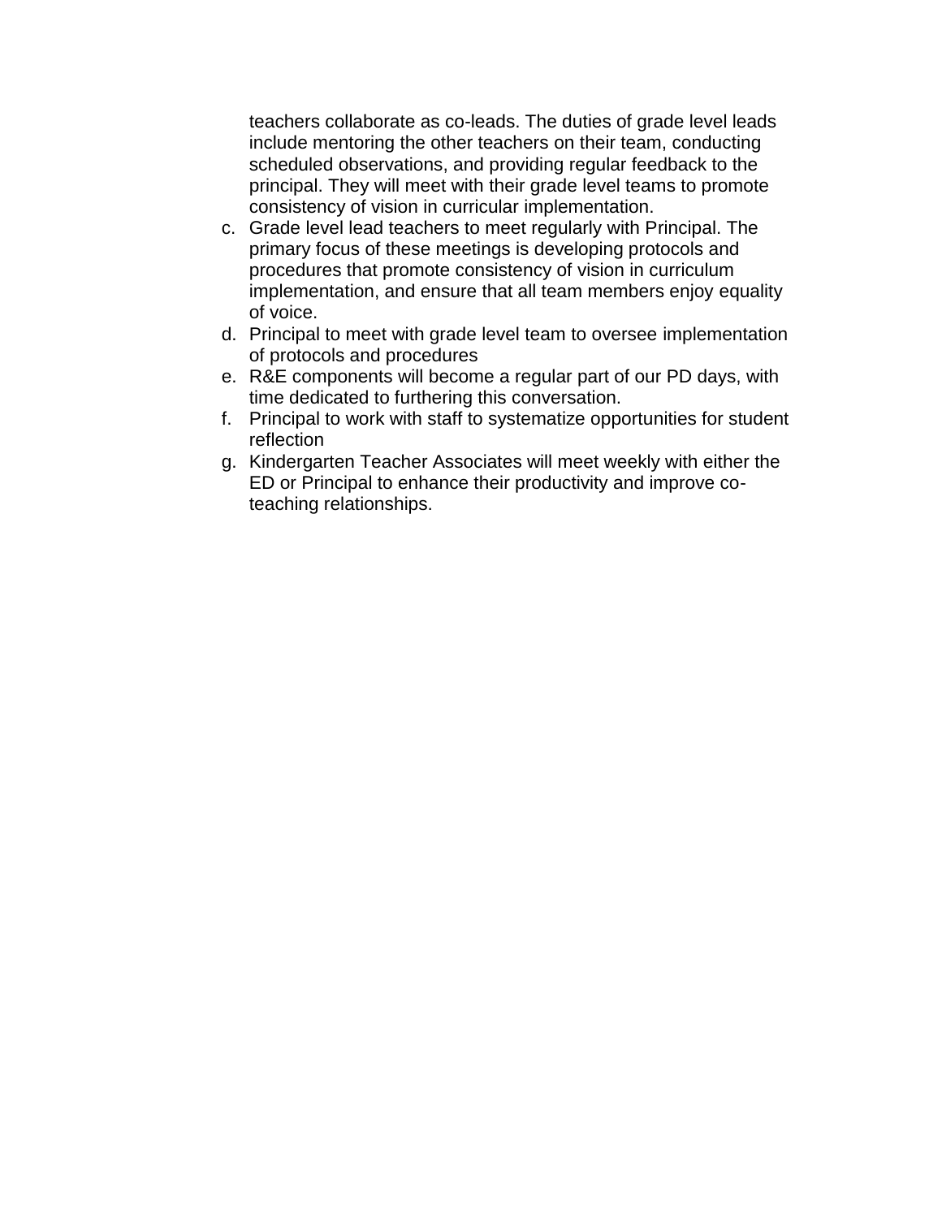teachers collaborate as co-leads. The duties of grade level leads include mentoring the other teachers on their team, conducting scheduled observations, and providing regular feedback to the principal. They will meet with their grade level teams to promote consistency of vision in curricular implementation.

c. Grade level lead teachers to meet regularly with Principal. The primary focus of these meetings is developing protocols and procedures that promote consistency of vision in curriculum implementation, and ensure that all team members enjoy equality of voice.
d. Principal to meet with grade level team to oversee implementation of protocols and procedures
e. R&E components will become a regular part of our PD days, with time dedicated to furthering this conversation.
f. Principal to work with staff to systematize opportunities for student reflection
g. Kindergarten Teacher Associates will meet weekly with either the ED or Principal to enhance their productivity and improve co-teaching relationships.